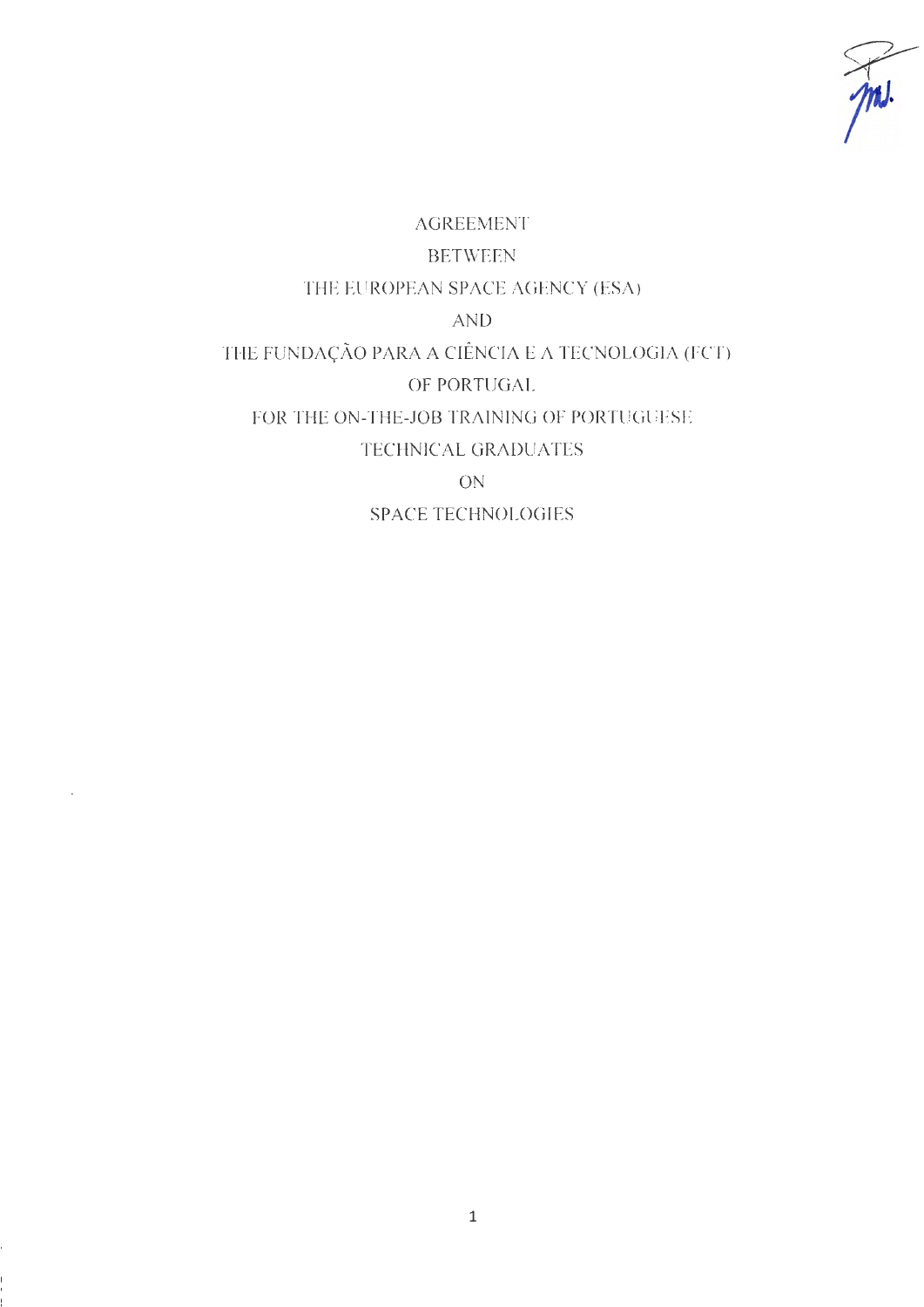# AGREEMENT

# BETWEEN

# THE EUROPEAN SPACE AGENCY (ESA)

# AND

# THE FUNDAÇÃO PARA A CIÊNCIA E A TECNOLOGIA (FCT)

# OF PORTUGAL

# FOR THE ON-THE-JOB TRAINING OF PORTUGUESE TECHNICAL GRADUATES

# ON

# SPACE TECHNOLOGIES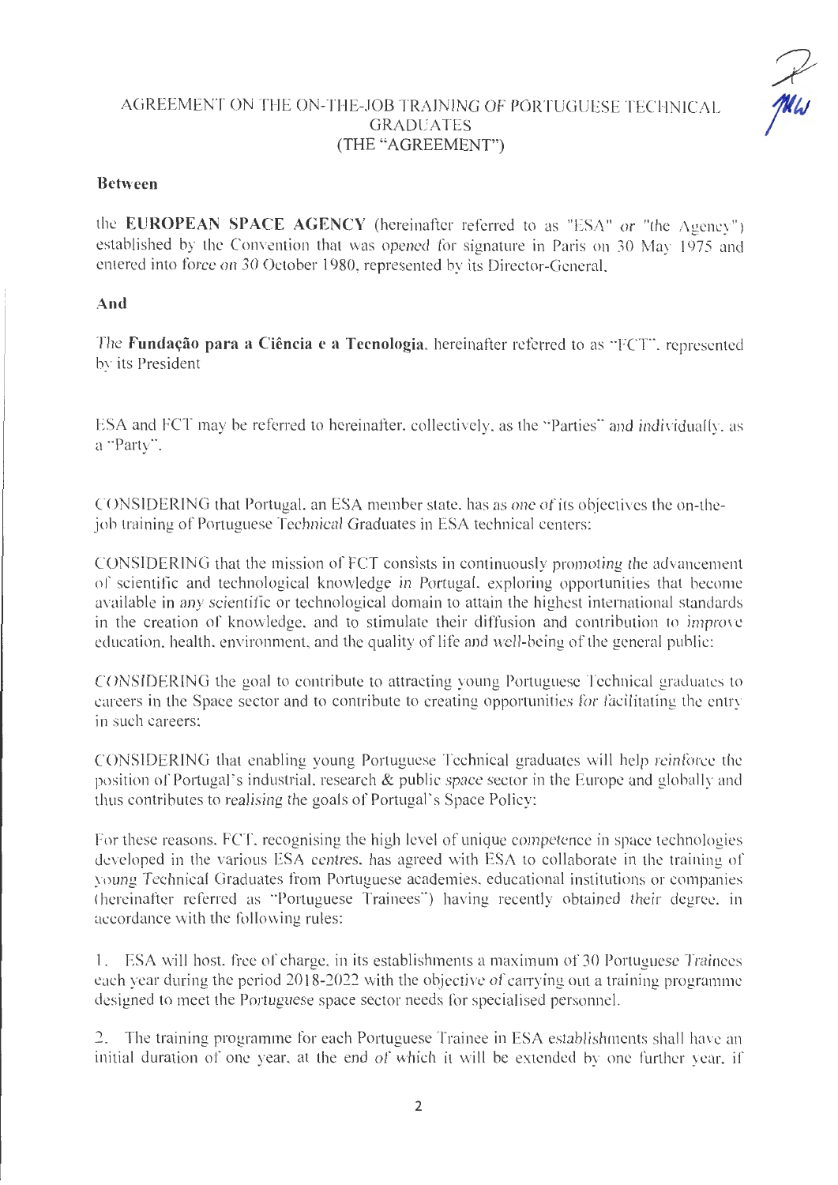AGREEMENT ON THE ON-THE-JOB TRAINING OF PORTUGUESE TECHNICAL GRADUATES
(THE "AGREEMENT")

**Between**

the **EUROPEAN SPACE AGENCY** (hereinafter referred to as "ESA" or "the Agency") established by the Convention that was opened for signature in Paris on 30 May 1975 and entered into force on 30 October 1980, represented by its Director-General,

**And**

The **Fundação para a Ciência e a Tecnologia**, hereinafter referred to as "FCT", represented by its President

ESA and FCT may be referred to hereinafter, collectively, as the "Parties" and individually, as a "Party".

CONSIDERING that Portugal, an ESA member state, has as one of its objectives the on-the-job training of Portuguese Technical Graduates in ESA technical centers;

CONSIDERING that the mission of FCT consists in continuously promoting the advancement of scientific and technological knowledge in Portugal, exploring opportunities that become available in any scientific or technological domain to attain the highest international standards in the creation of knowledge, and to stimulate their diffusion and contribution to improve education, health, environment, and the quality of life and well-being of the general public;

CONSIDERING the goal to contribute to attracting young Portuguese Technical graduates to careers in the Space sector and to contribute to creating opportunities for facilitating the entry in such careers;

CONSIDERING that enabling young Portuguese Technical graduates will help reinforce the position of Portugal's industrial, research & public space sector in the Europe and globally and thus contributes to realising the goals of Portugal's Space Policy;

For these reasons, FCT, recognising the high level of unique competence in space technologies developed in the various ESA centres, has agreed with ESA to collaborate in the training of young Technical Graduates from Portuguese academies, educational institutions or companies (hereinafter referred as "Portuguese Trainees") having recently obtained their degree, in accordance with the following rules:

1. ESA will host, free of charge, in its establishments a maximum of 30 Portuguese Trainees each year during the period 2018-2022 with the objective of carrying out a training programme designed to meet the Portuguese space sector needs for specialised personnel.

2. The training programme for each Portuguese Trainee in ESA establishments shall have an initial duration of one year, at the end of which it will be extended by one further year, if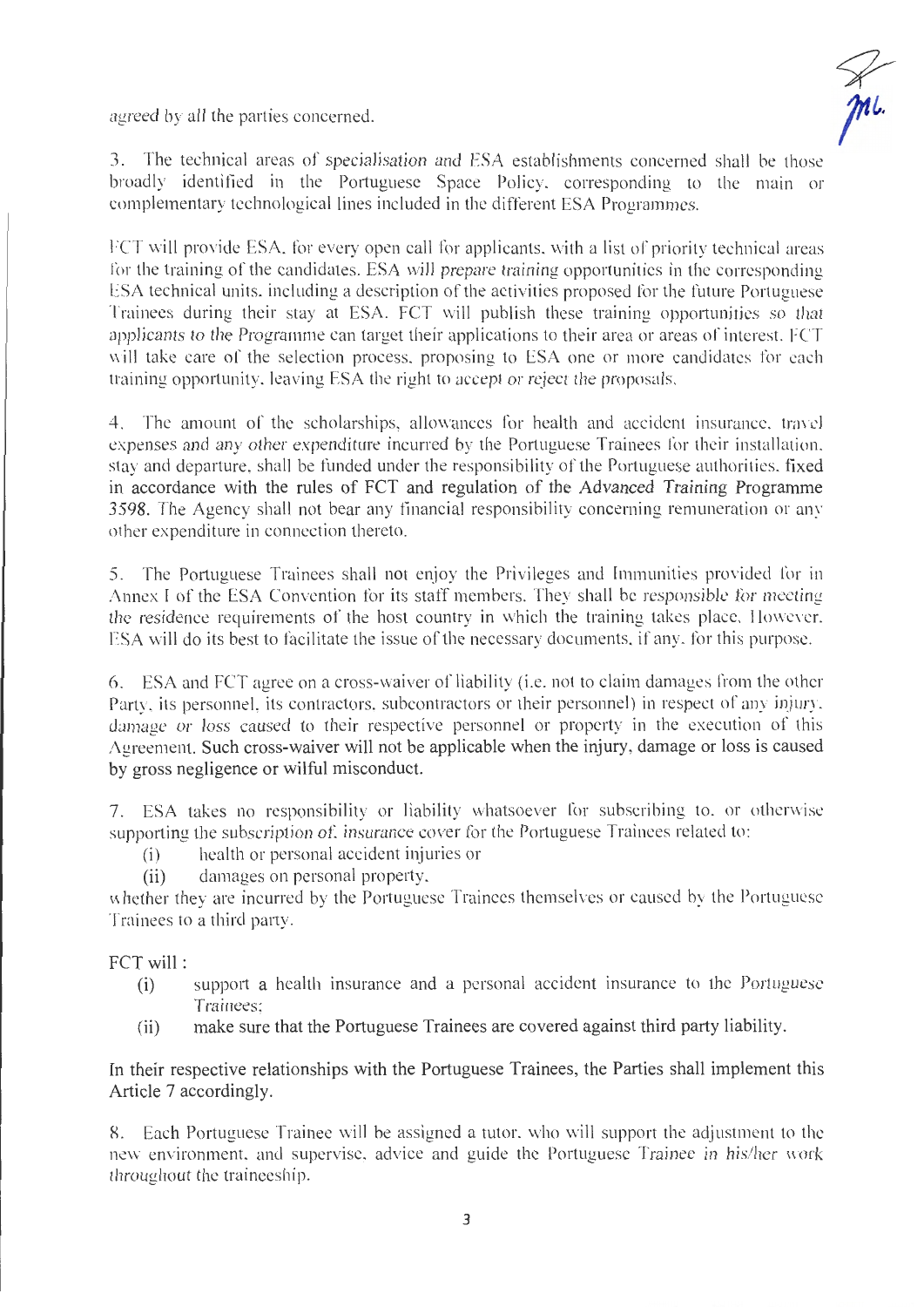agreed by all the parties concerned.

3. The technical areas of specialisation and ESA establishments concerned shall be those broadly identified in the Portuguese Space Policy, corresponding to the main or complementary technological lines included in the different ESA Programmes.

FCT will provide ESA, for every open call for applicants, with a list of priority technical areas for the training of the candidates. ESA will prepare training opportunities in the corresponding ESA technical units, including a description of the activities proposed for the future Portuguese Trainees during their stay at ESA. FCT will publish these training opportunities so that applicants to the Programme can target their applications to their area or areas of interest. FCT will take care of the selection process, proposing to ESA one or more candidates for each training opportunity, leaving ESA the right to accept or reject the proposals.

4. The amount of the scholarships, allowances for health and accident insurance, travel expenses and any other expenditure incurred by the Portuguese Trainees for their installation, stay and departure, shall be funded under the responsibility of the Portuguese authorities, fixed in accordance with the rules of FCT and regulation of the Advanced Training Programme 3598. The Agency shall not bear any financial responsibility concerning remuneration or any other expenditure in connection thereto.

5. The Portuguese Trainees shall not enjoy the Privileges and Immunities provided for in Annex I of the ESA Convention for its staff members. They shall be responsible for meeting the residence requirements of the host country in which the training takes place. However, ESA will do its best to facilitate the issue of the necessary documents, if any, for this purpose.

6. ESA and FCT agree on a cross-waiver of liability (i.e. not to claim damages from the other Party, its personnel, its contractors, subcontractors or their personnel) in respect of any injury, damage or loss caused to their respective personnel or property in the execution of this Agreement. Such cross-waiver will not be applicable when the injury, damage or loss is caused by gross negligence or wilful misconduct.

7. ESA takes no responsibility or liability whatsoever for subscribing to, or otherwise supporting the subscription of, insurance cover for the Portuguese Trainees related to:

(i) health or personal accident injuries or
(ii) damages on personal property,

whether they are incurred by the Portuguese Trainees themselves or caused by the Portuguese Trainees to a third party.

FCT will :

(i) support a health insurance and a personal accident insurance to the Portuguese Trainees;
(ii) make sure that the Portuguese Trainees are covered against third party liability.

In their respective relationships with the Portuguese Trainees, the Parties shall implement this Article 7 accordingly.

8. Each Portuguese Trainee will be assigned a tutor, who will support the adjustment to the new environment, and supervise, advice and guide the Portuguese Trainee in his/her work throughout the traineeship.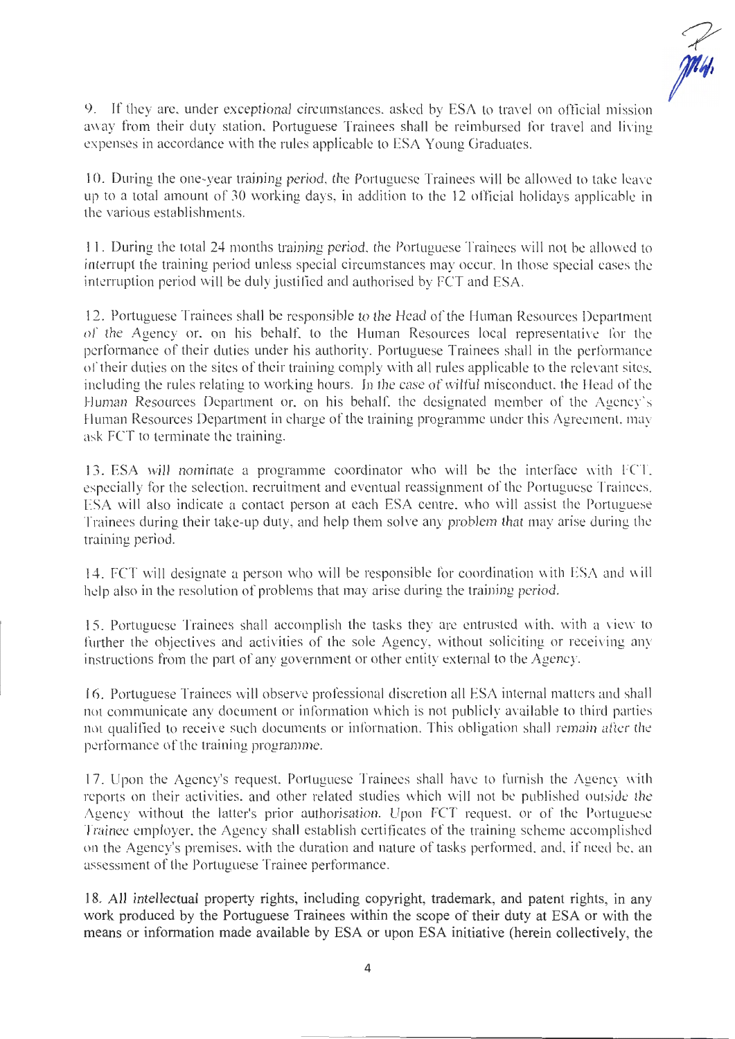9. If they are, under exceptional circumstances, asked by ESA to travel on official mission away from their duty station, Portuguese Trainees shall be reimbursed for travel and living expenses in accordance with the rules applicable to ESA Young Graduates.

10. During the one-year training period, the Portuguese Trainees will be allowed to take leave up to a total amount of 30 working days, in addition to the 12 official holidays applicable in the various establishments.

11. During the total 24 months training period, the Portuguese Trainees will not be allowed to interrupt the training period unless special circumstances may occur. In those special cases the interruption period will be duly justified and authorised by FCT and ESA.

12. Portuguese Trainees shall be responsible to the Head of the Human Resources Department of the Agency or, on his behalf, to the Human Resources local representative for the performance of their duties under his authority. Portuguese Trainees shall in the performance of their duties on the sites of their training comply with all rules applicable to the relevant sites, including the rules relating to working hours. In the case of wilful misconduct, the Head of the Human Resources Department or, on his behalf, the designated member of the Agency's Human Resources Department in charge of the training programme under this Agreement, may ask FCT to terminate the training.

13. ESA will nominate a programme coordinator who will be the interface with FCT, especially for the selection, recruitment and eventual reassignment of the Portuguese Trainees. ESA will also indicate a contact person at each ESA centre, who will assist the Portuguese Trainees during their take-up duty, and help them solve any problem that may arise during the training period.

14. FCT will designate a person who will be responsible for coordination with ESA and will help also in the resolution of problems that may arise during the training period.

15. Portuguese Trainees shall accomplish the tasks they are entrusted with, with a view to further the objectives and activities of the sole Agency, without soliciting or receiving any instructions from the part of any government or other entity external to the Agency.

16. Portuguese Trainees will observe professional discretion all ESA internal matters and shall not communicate any document or information which is not publicly available to third parties not qualified to receive such documents or information. This obligation shall remain after the performance of the training programme.

17. Upon the Agency's request, Portuguese Trainees shall have to furnish the Agency with reports on their activities, and other related studies which will not be published outside the Agency without the latter's prior authorisation. Upon FCT request, or of the Portuguese Trainee employer, the Agency shall establish certificates of the training scheme accomplished on the Agency's premises, with the duration and nature of tasks performed, and, if need be, an assessment of the Portuguese Trainee performance.

18. All intellectual property rights, including copyright, trademark, and patent rights, in any work produced by the Portuguese Trainees within the scope of their duty at ESA or with the means or information made available by ESA or upon ESA initiative (herein collectively, the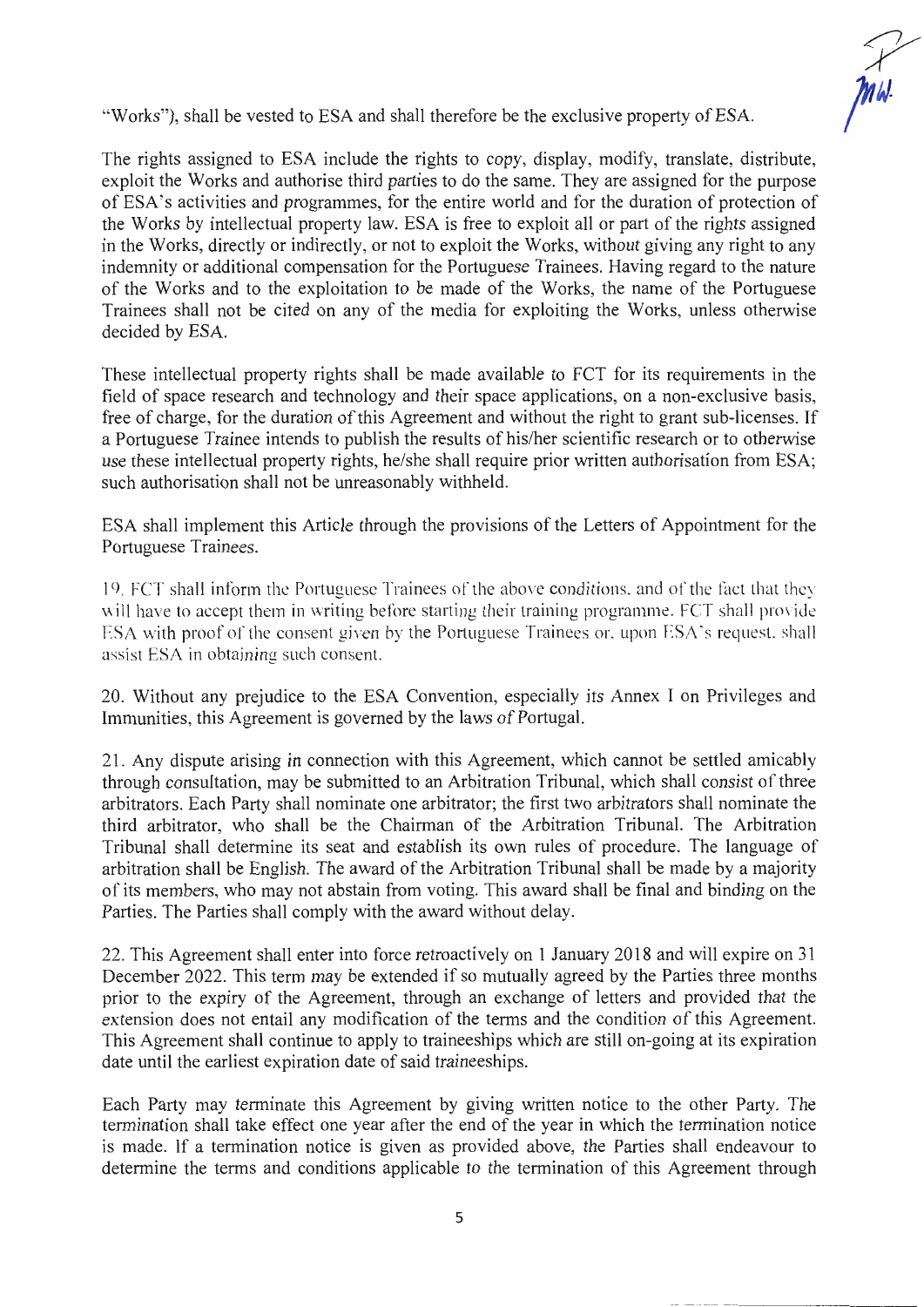"Works"), shall be vested to ESA and shall therefore be the exclusive property of ESA.

The rights assigned to ESA include the rights to copy, display, modify, translate, distribute, exploit the Works and authorise third parties to do the same. They are assigned for the purpose of ESA's activities and programmes, for the entire world and for the duration of protection of the Works by intellectual property law. ESA is free to exploit all or part of the rights assigned in the Works, directly or indirectly, or not to exploit the Works, without giving any right to any indemnity or additional compensation for the Portuguese Trainees. Having regard to the nature of the Works and to the exploitation to be made of the Works, the name of the Portuguese Trainees shall not be cited on any of the media for exploiting the Works, unless otherwise decided by ESA.

These intellectual property rights shall be made available to FCT for its requirements in the field of space research and technology and their space applications, on a non-exclusive basis, free of charge, for the duration of this Agreement and without the right to grant sub-licenses. If a Portuguese Trainee intends to publish the results of his/her scientific research or to otherwise use these intellectual property rights, he/she shall require prior written authorisation from ESA; such authorisation shall not be unreasonably withheld.

ESA shall implement this Article through the provisions of the Letters of Appointment for the Portuguese Trainees.

19. FCT shall inform the Portuguese Trainees of the above conditions, and of the fact that they will have to accept them in writing before starting their training programme. FCT shall provide ESA with proof of the consent given by the Portuguese Trainees or, upon ESA's request, shall assist ESA in obtaining such consent.

20. Without any prejudice to the ESA Convention, especially its Annex I on Privileges and Immunities, this Agreement is governed by the laws of Portugal.

21. Any dispute arising in connection with this Agreement, which cannot be settled amicably through consultation, may be submitted to an Arbitration Tribunal, which shall consist of three arbitrators. Each Party shall nominate one arbitrator; the first two arbitrators shall nominate the third arbitrator, who shall be the Chairman of the Arbitration Tribunal. The Arbitration Tribunal shall determine its seat and establish its own rules of procedure. The language of arbitration shall be English. The award of the Arbitration Tribunal shall be made by a majority of its members, who may not abstain from voting. This award shall be final and binding on the Parties. The Parties shall comply with the award without delay.

22. This Agreement shall enter into force retroactively on 1 January 2018 and will expire on 31 December 2022. This term may be extended if so mutually agreed by the Parties three months prior to the expiry of the Agreement, through an exchange of letters and provided that the extension does not entail any modification of the terms and the condition of this Agreement. This Agreement shall continue to apply to traineeships which are still on-going at its expiration date until the earliest expiration date of said traineeships.

Each Party may terminate this Agreement by giving written notice to the other Party. The termination shall take effect one year after the end of the year in which the termination notice is made. If a termination notice is given as provided above, the Parties shall endeavour to determine the terms and conditions applicable to the termination of this Agreement through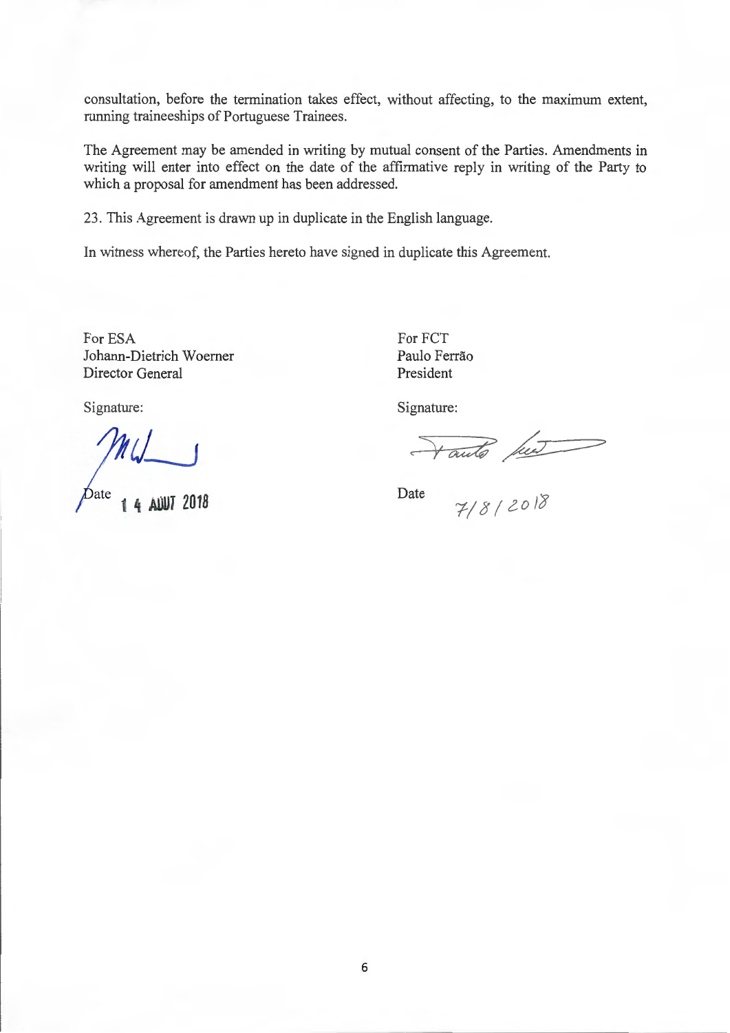consultation, before the termination takes effect, without affecting, to the maximum extent, running traineeships of Portuguese Trainees.

The Agreement may be amended in writing by mutual consent of the Parties. Amendments in writing will enter into effect on the date of the affirmative reply in writing of the Party to which a proposal for amendment has been addressed.

23. This Agreement is drawn up in duplicate in the English language.

In witness whereof, the Parties hereto have signed in duplicate this Agreement.

For ESA
Johann-Dietrich Woerner
Director General

Signature:

Date 14 AOUT 2018

For FCT
Paulo Ferrão
President

Signature:

Date 7/8/2018